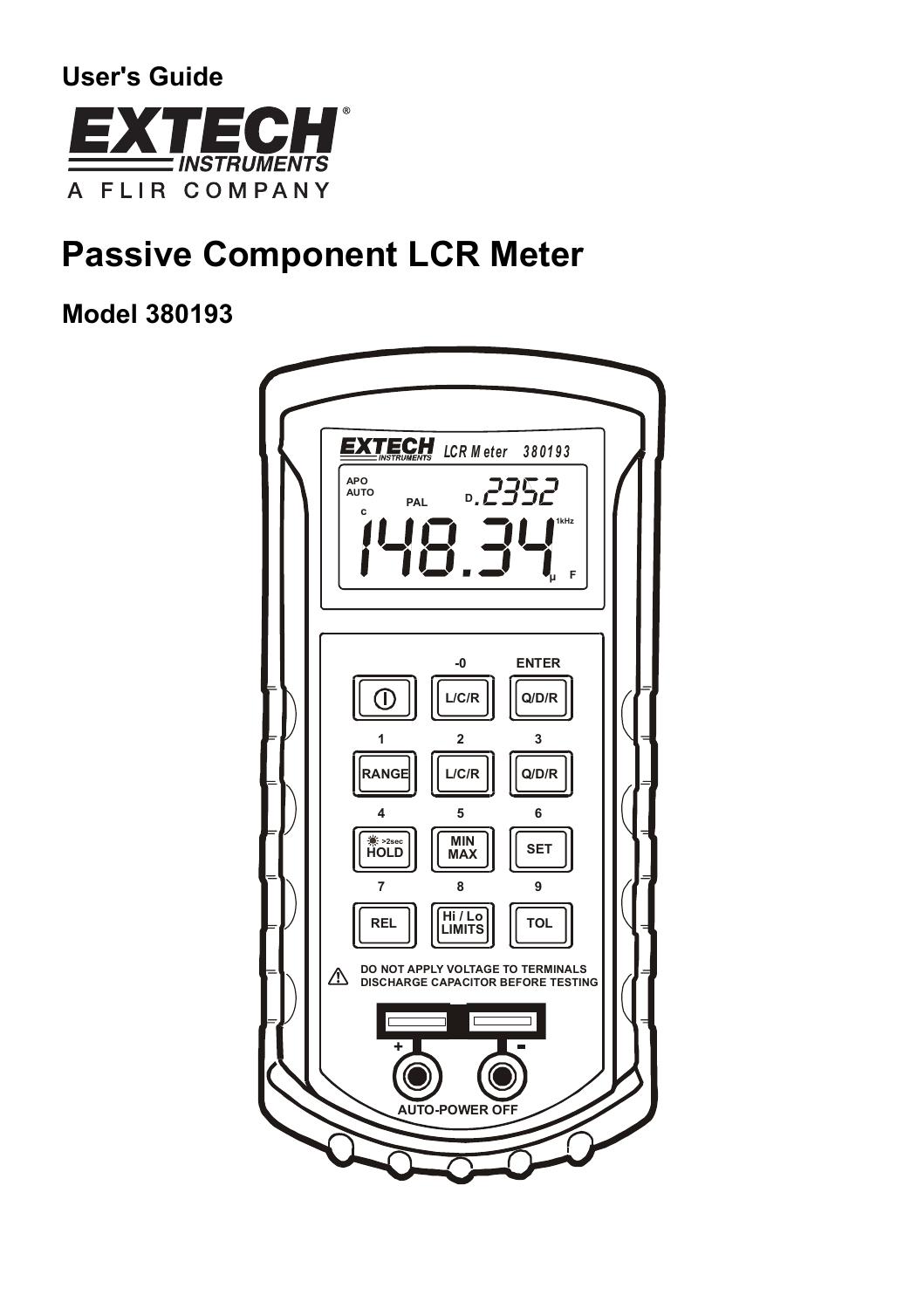User's Guide

EXTECH INSTRUMENTS

A FLIR COMPANY

# Passive Component LCR Meter

## Model 380193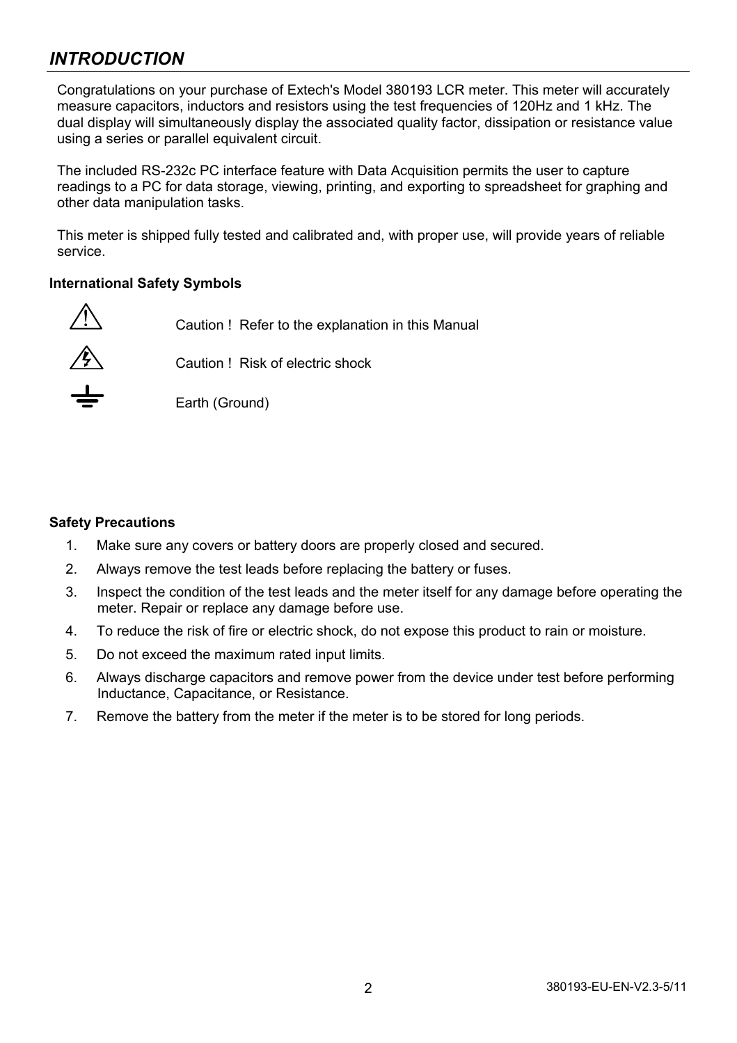# *INTRODUCTION*

Congratulations on your purchase of Extech's Model 380193 LCR meter. This meter will accurately measure capacitors, inductors and resistors using the test frequencies of 120Hz and 1 kHz. The dual display will simultaneously display the associated quality factor, dissipation or resistance value using a series or parallel equivalent circuit.

The included RS-232c PC interface feature with Data Acquisition permits the user to capture readings to a PC for data storage, viewing, printing, and exporting to spreadsheet for graphing and other data manipulation tasks.

This meter is shipped fully tested and calibrated and, with proper use, will provide years of reliable service.

**International Safety Symbols**

⚠ Caution ! Refer to the explanation in this Manual

⚡ Caution ! Risk of electric shock

⏚ Earth (Ground)

**Safety Precautions**

1. Make sure any covers or battery doors are properly closed and secured.
2. Always remove the test leads before replacing the battery or fuses.
3. Inspect the condition of the test leads and the meter itself for any damage before operating the meter. Repair or replace any damage before use.
4. To reduce the risk of fire or electric shock, do not expose this product to rain or moisture.
5. Do not exceed the maximum rated input limits.
6. Always discharge capacitors and remove power from the device under test before performing Inductance, Capacitance, or Resistance.
7. Remove the battery from the meter if the meter is to be stored for long periods.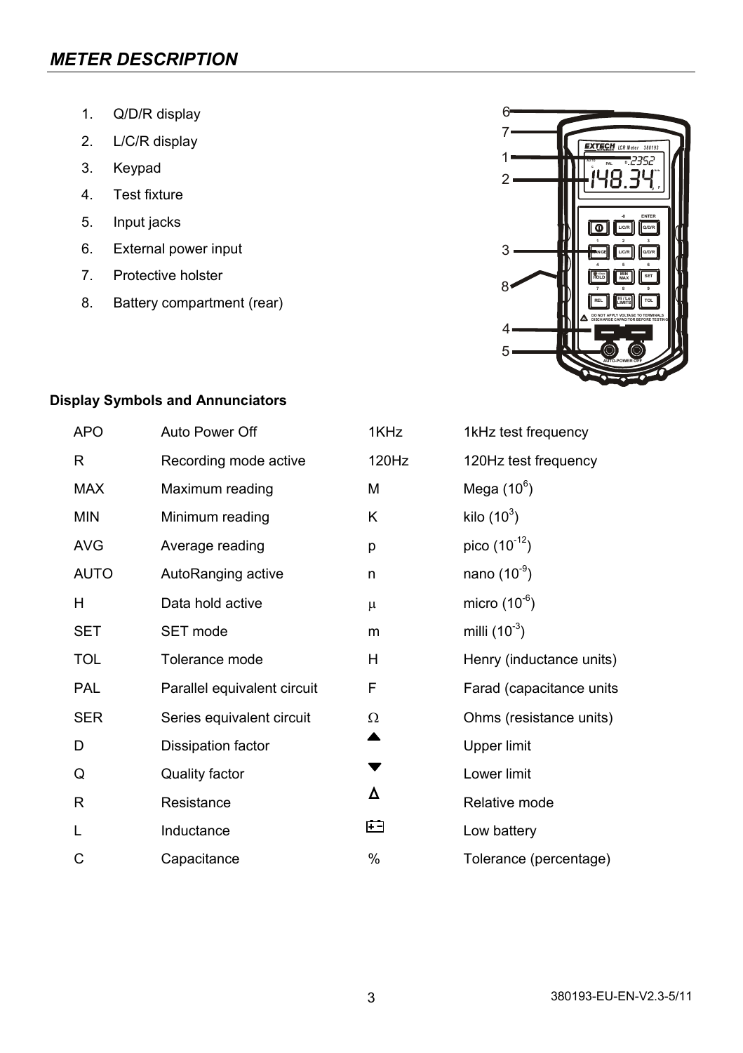## *METER DESCRIPTION*

1. Q/D/R display
2. L/C/R display
3. Keypad
4. Test fixture
5. Input jacks
6. External power input
7. Protective holster
8. Battery compartment (rear)

**Display Symbols and Annunciators**

| | | | |
|---|---|---|---|
| APO | Auto Power Off | 1KHz | 1kHz test frequency |
| R | Recording mode active | 120Hz | 120Hz test frequency |
| MAX | Maximum reading | M | Mega ($10^6$) |
| MIN | Minimum reading | K | kilo ($10^3$) |
| AVG | Average reading | p | pico ($10^{-12}$) |
| AUTO | AutoRanging active | n | nano ($10^{-9}$) |
| H | Data hold active | μ | micro ($10^{-6}$) |
| SET | SET mode | m | milli ($10^{-3}$) |
| TOL | Tolerance mode | H | Henry (inductance units) |
| PAL | Parallel equivalent circuit | F | Farad (capacitance units |
| SER | Series equivalent circuit | Ω | Ohms (resistance units) |
| D | Dissipation factor | ▲ | Upper limit |
| Q | Quality factor | ▼ | Lower limit |
| R | Resistance | Δ | Relative mode |
| L | Inductance | [+ -] | Low battery |
| C | Capacitance | % | Tolerance (percentage) |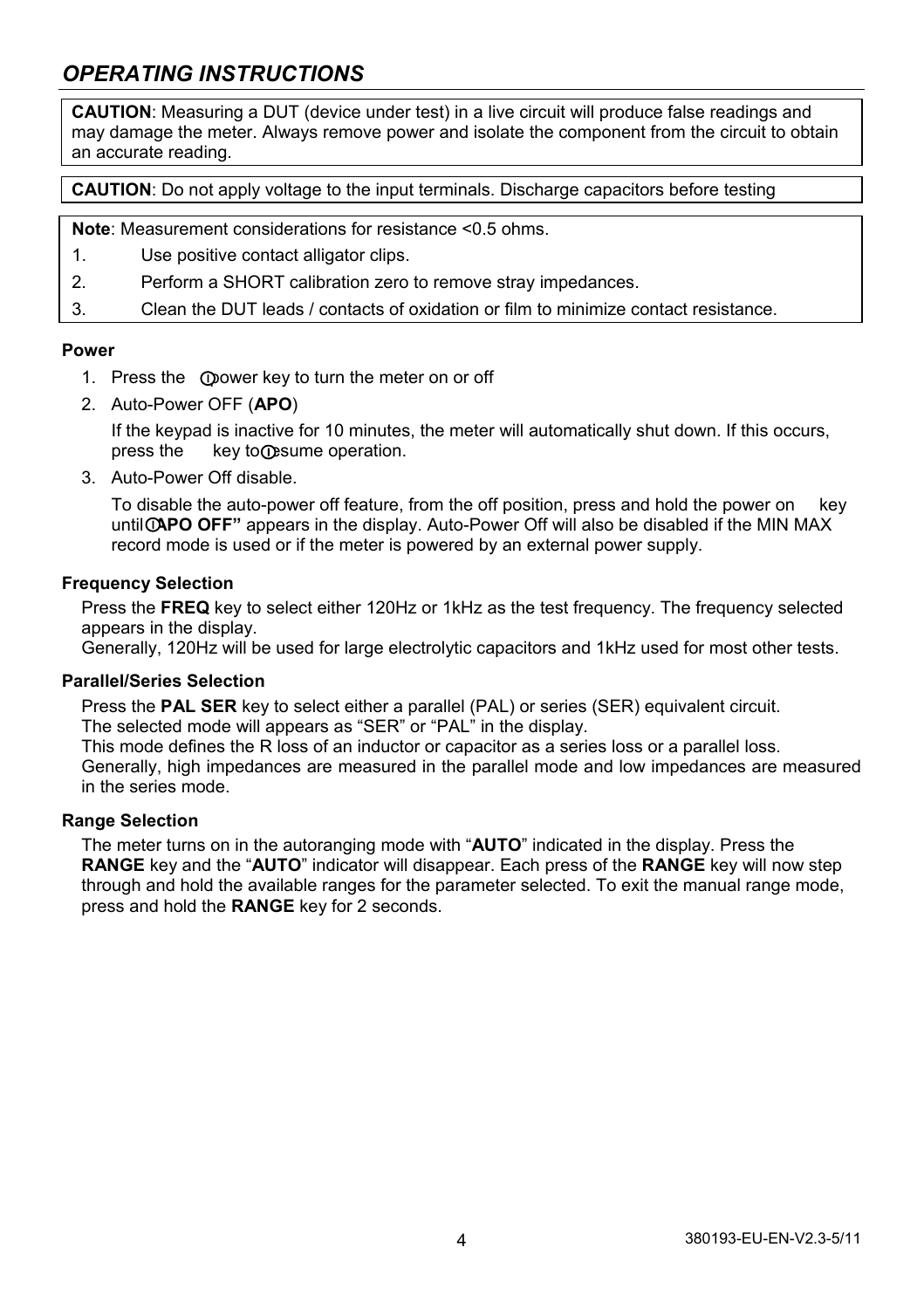# *OPERATING INSTRUCTIONS*

**CAUTION**: Measuring a DUT (device under test) in a live circuit will produce false readings and may damage the meter. Always remove power and isolate the component from the circuit to obtain an accurate reading.

**CAUTION**: Do not apply voltage to the input terminals. Discharge capacitors before testing

**Note**: Measurement considerations for resistance <0.5 ohms.

1. Use positive contact alligator clips.
2. Perform a SHORT calibration zero to remove stray impedances.
3. Clean the DUT leads / contacts of oxidation or film to minimize contact resistance.

### Power

1. Press the power key to turn the meter on or off
2. Auto-Power OFF (**APO**)

   If the keypad is inactive for 10 minutes, the meter will automatically shut down. If this occurs, press the key to resume operation.
3. Auto-Power Off disable.

   To disable the auto-power off feature, from the off position, press and hold the power on key until **APO OFF"** appears in the display. Auto-Power Off will also be disabled if the MIN MAX record mode is used or if the meter is powered by an external power supply.

### Frequency Selection

Press the **FREQ** key to select either 120Hz or 1kHz as the test frequency. The frequency selected appears in the display.
Generally, 120Hz will be used for large electrolytic capacitors and 1kHz used for most other tests.

### Parallel/Series Selection

Press the **PAL SER** key to select either a parallel (PAL) or series (SER) equivalent circuit.
The selected mode will appears as "SER" or "PAL" in the display.
This mode defines the R loss of an inductor or capacitor as a series loss or a parallel loss.
Generally, high impedances are measured in the parallel mode and low impedances are measured in the series mode.

### Range Selection

The meter turns on in the autoranging mode with "**AUTO**" indicated in the display. Press the **RANGE** key and the "**AUTO**" indicator will disappear. Each press of the **RANGE** key will now step through and hold the available ranges for the parameter selected. To exit the manual range mode, press and hold the **RANGE** key for 2 seconds.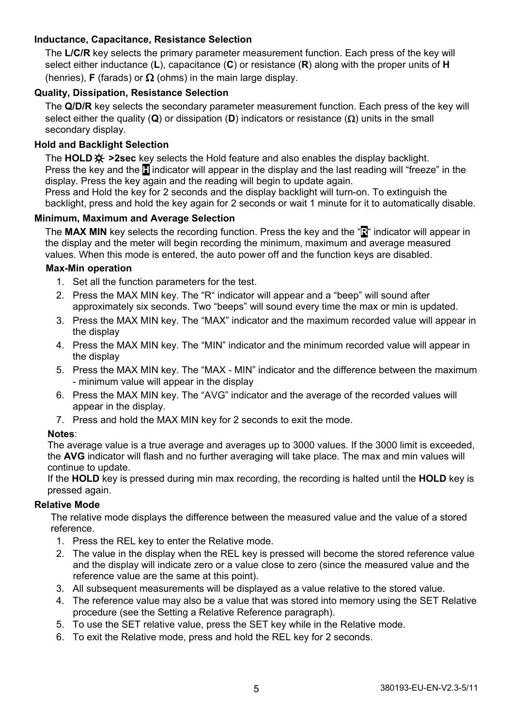### Inductance, Capacitance, Resistance Selection

The **L/C/R** key selects the primary parameter measurement function. Each press of the key will select either inductance (**L**), capacitance (**C**) or resistance (**R**) along with the proper units of **H** (henries), **F** (farads) or **Ω** (ohms) in the main large display.

### Quality, Dissipation, Resistance Selection

The **Q/D/R** key selects the secondary parameter measurement function. Each press of the key will select either the quality (**Q**) or dissipation (**D**) indicators or resistance (**Ω**) units in the small secondary display.

### Hold and Backlight Selection

The **HOLD ☼ >2sec** key selects the Hold feature and also enables the display backlight.
Press the key and the **H** indicator will appear in the display and the last reading will "freeze" in the display. Press the key again and the reading will begin to update again.
Press and Hold the key for 2 seconds and the display backlight will turn-on. To extinguish the backlight, press and hold the key again for 2 seconds or wait 1 minute for it to automatically disable.

### Minimum, Maximum and Average Selection

The **MAX MIN** key selects the recording function. Press the key and the "**R**" indicator will appear in the display and the meter will begin recording the minimum, maximum and average measured values. When this mode is entered, the auto power off and the function keys are disabled.

#### Max-Min operation

1. Set all the function parameters for the test.
2. Press the MAX MIN key. The "R" indicator will appear and a "beep" will sound after approximately six seconds. Two "beeps" will sound every time the max or min is updated.
3. Press the MAX MIN key. The "MAX" indicator and the maximum recorded value will appear in the display
4. Press the MAX MIN key. The "MIN" indicator and the minimum recorded value will appear in the display
5. Press the MAX MIN key. The "MAX - MIN" indicator and the difference between the maximum - minimum value will appear in the display
6. Press the MAX MIN key. The "AVG" indicator and the average of the recorded values will appear in the display.
7. Press and hold the MAX MIN key for 2 seconds to exit the mode.

**Notes**:
The average value is a true average and averages up to 3000 values. If the 3000 limit is exceeded, the **AVG** indicator will flash and no further averaging will take place. The max and min values will continue to update.
If the **HOLD** key is pressed during min max recording, the recording is halted until the **HOLD** key is pressed again.

### Relative Mode

The relative mode displays the difference between the measured value and the value of a stored reference.

1. Press the REL key to enter the Relative mode.
2. The value in the display when the REL key is pressed will become the stored reference value and the display will indicate zero or a value close to zero (since the measured value and the reference value are the same at this point).
3. All subsequent measurements will be displayed as a value relative to the stored value.
4. The reference value may also be a value that was stored into memory using the SET Relative procedure (see the Setting a Relative Reference paragraph).
5. To use the SET relative value, press the SET key while in the Relative mode.
6. To exit the Relative mode, press and hold the REL key for 2 seconds.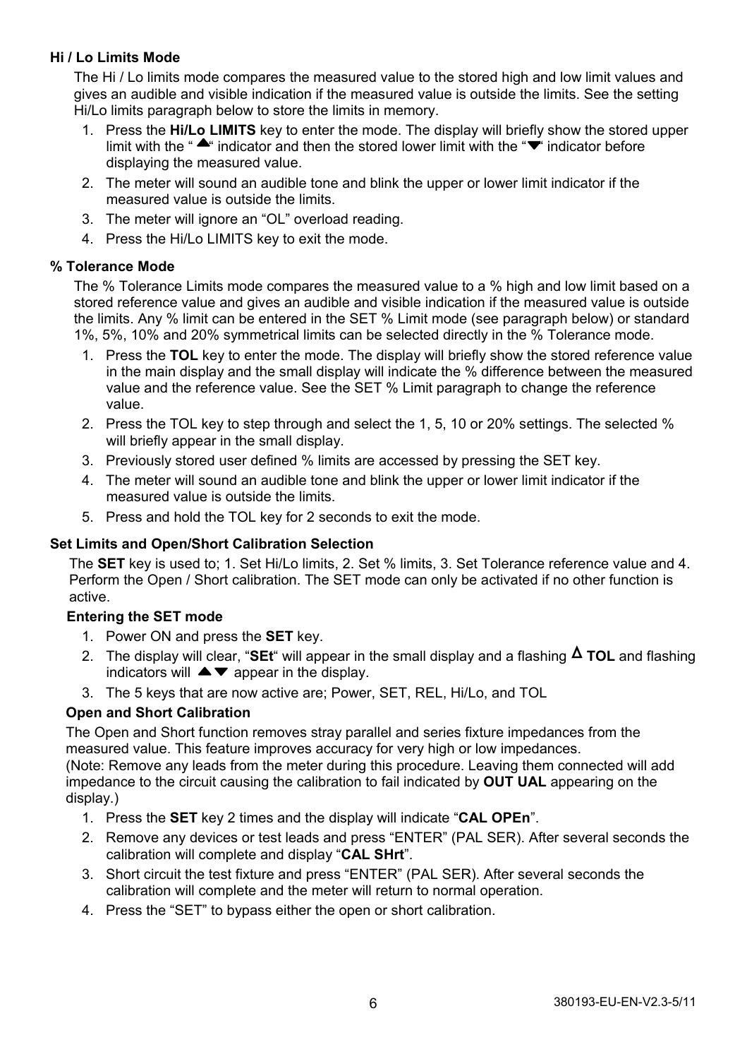### Hi / Lo Limits Mode

The Hi / Lo limits mode compares the measured value to the stored high and low limit values and gives an audible and visible indication if the measured value is outside the limits. See the setting Hi/Lo limits paragraph below to store the limits in memory.

1. Press the **Hi/Lo LIMITS** key to enter the mode. The display will briefly show the stored upper limit with the " ▲" indicator and then the stored lower limit with the "▼" indicator before displaying the measured value.
2. The meter will sound an audible tone and blink the upper or lower limit indicator if the measured value is outside the limits.
3. The meter will ignore an "OL" overload reading.
4. Press the Hi/Lo LIMITS key to exit the mode.

### % Tolerance Mode

The % Tolerance Limits mode compares the measured value to a % high and low limit based on a stored reference value and gives an audible and visible indication if the measured value is outside the limits. Any % limit can be entered in the SET % Limit mode (see paragraph below) or standard 1%, 5%, 10% and 20% symmetrical limits can be selected directly in the % Tolerance mode.

1. Press the **TOL** key to enter the mode. The display will briefly show the stored reference value in the main display and the small display will indicate the % difference between the measured value and the reference value. See the SET % Limit paragraph to change the reference value.
2. Press the TOL key to step through and select the 1, 5, 10 or 20% settings. The selected % will briefly appear in the small display.
3. Previously stored user defined % limits are accessed by pressing the SET key.
4. The meter will sound an audible tone and blink the upper or lower limit indicator if the measured value is outside the limits.
5. Press and hold the TOL key for 2 seconds to exit the mode.

### Set Limits and Open/Short Calibration Selection

The **SET** key is used to; 1. Set Hi/Lo limits, 2. Set % limits, 3. Set Tolerance reference value and 4. Perform the Open / Short calibration. The SET mode can only be activated if no other function is active.

#### Entering the SET mode

1. Power ON and press the **SET** key.
2. The display will clear, "**SEt**" will appear in the small display and a flashing **Δ TOL** and flashing indicators will ▲▼ appear in the display.
3. The 5 keys that are now active are; Power, SET, REL, Hi/Lo, and TOL

#### Open and Short Calibration

The Open and Short function removes stray parallel and series fixture impedances from the measured value. This feature improves accuracy for very high or low impedances.
(Note: Remove any leads from the meter during this procedure. Leaving them connected will add impedance to the circuit causing the calibration to fail indicated by **OUT UAL** appearing on the display.)

1. Press the **SET** key 2 times and the display will indicate "**CAL OPEn**".
2. Remove any devices or test leads and press "ENTER" (PAL SER). After several seconds the calibration will complete and display "**CAL SHrt**".
3. Short circuit the test fixture and press "ENTER" (PAL SER). After several seconds the calibration will complete and the meter will return to normal operation.
4. Press the "SET" to bypass either the open or short calibration.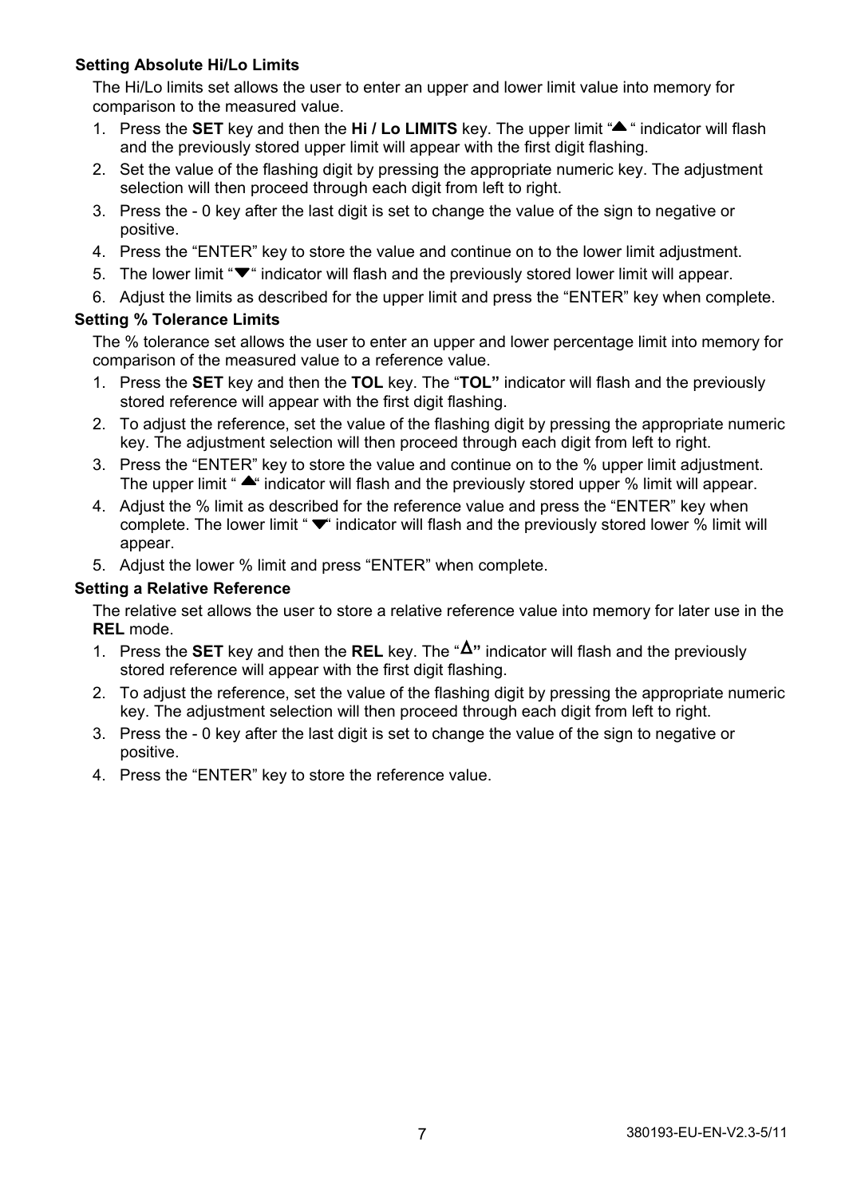### Setting Absolute Hi/Lo Limits

The Hi/Lo limits set allows the user to enter an upper and lower limit value into memory for comparison to the measured value.

1. Press the **SET** key and then the **Hi / Lo LIMITS** key. The upper limit "▲" indicator will flash and the previously stored upper limit will appear with the first digit flashing.
2. Set the value of the flashing digit by pressing the appropriate numeric key. The adjustment selection will then proceed through each digit from left to right.
3. Press the - 0 key after the last digit is set to change the value of the sign to negative or positive.
4. Press the "ENTER" key to store the value and continue on to the lower limit adjustment.
5. The lower limit "▼" indicator will flash and the previously stored lower limit will appear.
6. Adjust the limits as described for the upper limit and press the "ENTER" key when complete.

### Setting % Tolerance Limits

The % tolerance set allows the user to enter an upper and lower percentage limit into memory for comparison of the measured value to a reference value.

1. Press the **SET** key and then the **TOL** key. The "**TOL"** indicator will flash and the previously stored reference will appear with the first digit flashing.
2. To adjust the reference, set the value of the flashing digit by pressing the appropriate numeric key. The adjustment selection will then proceed through each digit from left to right.
3. Press the "ENTER" key to store the value and continue on to the % upper limit adjustment. The upper limit " ▲" indicator will flash and the previously stored upper % limit will appear.
4. Adjust the % limit as described for the reference value and press the "ENTER" key when complete. The lower limit " ▼" indicator will flash and the previously stored lower % limit will appear.
5. Adjust the lower % limit and press "ENTER" when complete.

### Setting a Relative Reference

The relative set allows the user to store a relative reference value into memory for later use in the **REL** mode.

1. Press the **SET** key and then the **REL** key. The "**Δ"** indicator will flash and the previously stored reference will appear with the first digit flashing.
2. To adjust the reference, set the value of the flashing digit by pressing the appropriate numeric key. The adjustment selection will then proceed through each digit from left to right.
3. Press the - 0 key after the last digit is set to change the value of the sign to negative or positive.
4. Press the "ENTER" key to store the reference value.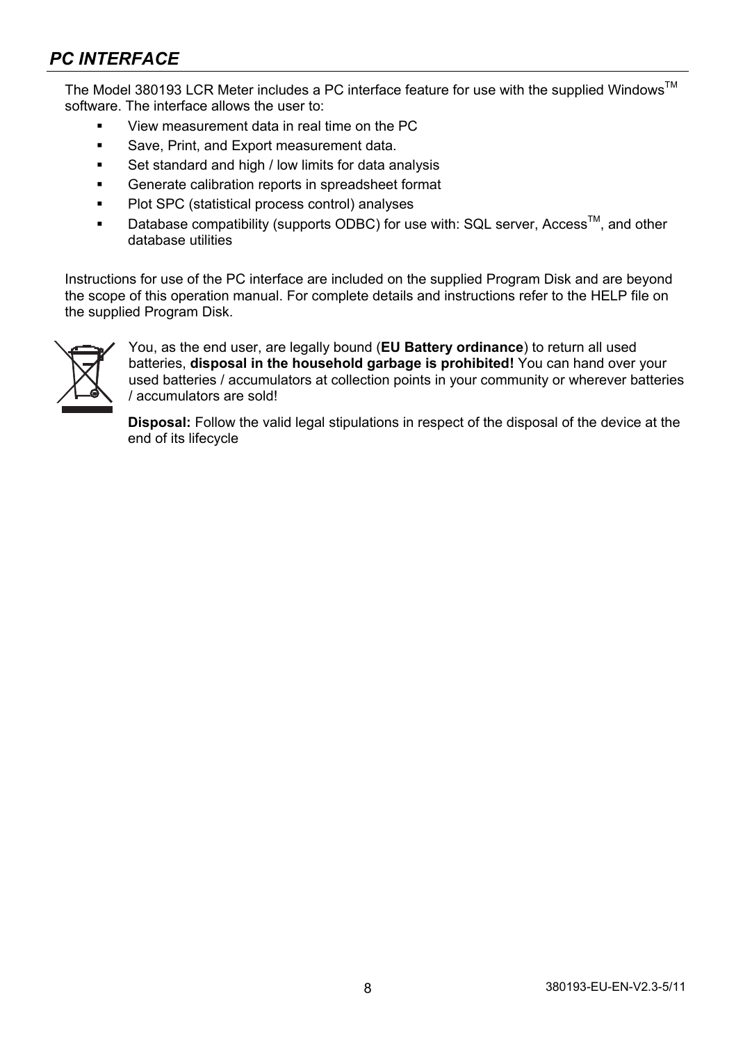## *PC INTERFACE*

The Model 380193 LCR Meter includes a PC interface feature for use with the supplied Windows™ software. The interface allows the user to:

- View measurement data in real time on the PC
- Save, Print, and Export measurement data.
- Set standard and high / low limits for data analysis
- Generate calibration reports in spreadsheet format
- Plot SPC (statistical process control) analyses
- Database compatibility (supports ODBC) for use with: SQL server, Access™, and other database utilities

Instructions for use of the PC interface are included on the supplied Program Disk and are beyond the scope of this operation manual. For complete details and instructions refer to the HELP file on the supplied Program Disk.

You, as the end user, are legally bound (**EU Battery ordinance**) to return all used batteries, **disposal in the household garbage is prohibited!** You can hand over your used batteries / accumulators at collection points in your community or wherever batteries / accumulators are sold!

**Disposal:** Follow the valid legal stipulations in respect of the disposal of the device at the end of its lifecycle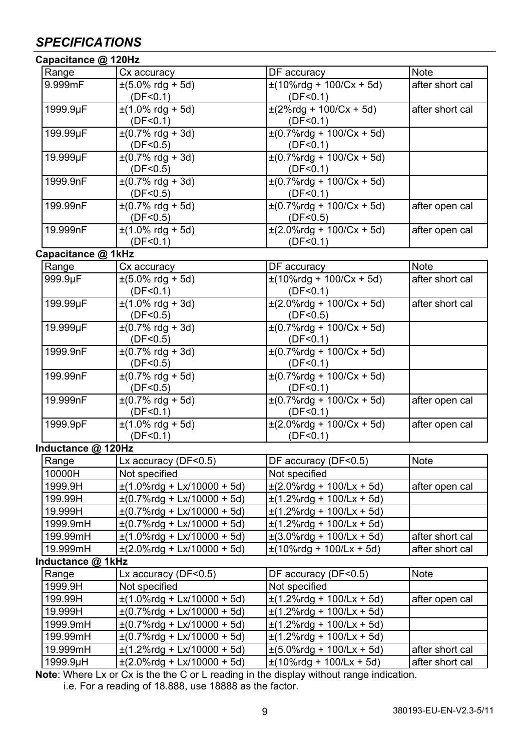## *SPECIFICATIONS*

**Capacitance @ 120Hz**

| Range | Cx accuracy | DF accuracy | Note |
|---|---|---|---|
| 9.999mF | ±(5.0% rdg + 5d) (DF<0.1) | ±(10%rdg + 100/Cx + 5d) (DF<0.1) | after short cal |
| 1999.9µF | ±(1.0% rdg + 5d) (DF<0.1) | ±(2%rdg + 100/Cx + 5d) (DF<0.1) | after short cal |
| 199.99µF | ±(0.7% rdg + 3d) (DF<0.5) | ±(0.7%rdg + 100/Cx + 5d) (DF<0.1) | |
| 19.999µF | ±(0.7% rdg + 3d) (DF<0.5) | ±(0.7%rdg + 100/Cx + 5d) (DF<0.1) | |
| 1999.9nF | ±(0.7% rdg + 3d) (DF<0.5) | ±(0.7%rdg + 100/Cx + 5d) (DF<0.1) | |
| 199.99nF | ±(0.7% rdg + 5d) (DF<0.5) | ±(0.7%rdg + 100/Cx + 5d) (DF<0.5) | after open cal |
| 19.999nF | ±(1.0% rdg + 5d) (DF<0.1) | ±(2.0%rdg + 100/Cx + 5d) (DF<0.1) | after open cal |

**Capacitance @ 1kHz**

| Range | Cx accuracy | DF accuracy | Note |
|---|---|---|---|
| 999.9µF | ±(5.0% rdg + 5d) (DF<0.1) | ±(10%rdg + 100/Cx + 5d) (DF<0.1) | after short cal |
| 199.99µF | ±(1.0% rdg + 3d) (DF<0.5) | ±(2.0%rdg + 100/Cx + 5d) (DF<0.5) | after short cal |
| 19.999µF | ±(0.7% rdg + 3d) (DF<0.5) | ±(0.7%rdg + 100/Cx + 5d) (DF<0.1) | |
| 1999.9nF | ±(0.7% rdg + 3d) (DF<0.5) | ±(0.7%rdg + 100/Cx + 5d) (DF<0.1) | |
| 199.99nF | ±(0.7% rdg + 5d) (DF<0.5) | ±(0.7%rdg + 100/Cx + 5d) (DF<0.1) | |
| 19.999nF | ±(0.7% rdg + 5d) (DF<0.1) | ±(0.7%rdg + 100/Cx + 5d) (DF<0.1) | after open cal |
| 1999.9pF | ±(1.0% rdg + 5d) (DF<0.1) | ±(2.0%rdg + 100/Cx + 5d) (DF<0.1) | after open cal |

**Inductance @ 120Hz**

| Range | Lx accuracy (DF<0.5) | DF accuracy (DF<0.5) | Note |
|---|---|---|---|
| 10000H | Not specified | Not specified | |
| 1999.9H | ±(1.0%rdg + Lx/10000 + 5d) | ±(2.0%rdg + 100/Lx + 5d) | after open cal |
| 199.99H | ±(0.7%rdg + Lx/10000 + 5d) | ±(1.2%rdg + 100/Lx + 5d) | |
| 19.999H | ±(0.7%rdg + Lx/10000 + 5d) | ±(1.2%rdg + 100/Lx + 5d) | |
| 1999.9mH | ±(0.7%rdg + Lx/10000 + 5d) | ±(1.2%rdg + 100/Lx + 5d) | |
| 199.99mH | ±(1.0%rdg + Lx/10000 + 5d) | ±(3.0%rdg + 100/Lx + 5d) | after short cal |
| 19.999mH | ±(2.0%rdg + Lx/10000 + 5d) | ±(10%rdg + 100/Lx + 5d) | after short cal |

**Inductance @ 1kHz**

| Range | Lx accuracy (DF<0.5) | DF accuracy (DF<0.5) | Note |
|---|---|---|---|
| 1999.9H | Not specified | Not specified | |
| 199.99H | ±(1.0%rdg + Lx/10000 + 5d) | ±(1.2%rdg + 100/Lx + 5d) | after open cal |
| 19.999H | ±(0.7%rdg + Lx/10000 + 5d) | ±(1.2%rdg + 100/Lx + 5d) | |
| 1999.9mH | ±(0.7%rdg + Lx/10000 + 5d) | ±(1.2%rdg + 100/Lx + 5d) | |
| 199.99mH | ±(0.7%rdg + Lx/10000 + 5d) | ±(1.2%rdg + 100/Lx + 5d) | |
| 19.999mH | ±(1.2%rdg + Lx/10000 + 5d) | ±(5.0%rdg + 100/Lx + 5d) | after short cal |
| 1999.9µH | ±(2.0%rdg + Lx/10000 + 5d) | ±(10%rdg + 100/Lx + 5d) | after short cal |

**Note**: Where Lx or Cx is the the C or L reading in the display without range indication.
i.e. For a reading of 18.888, use 18888 as the factor.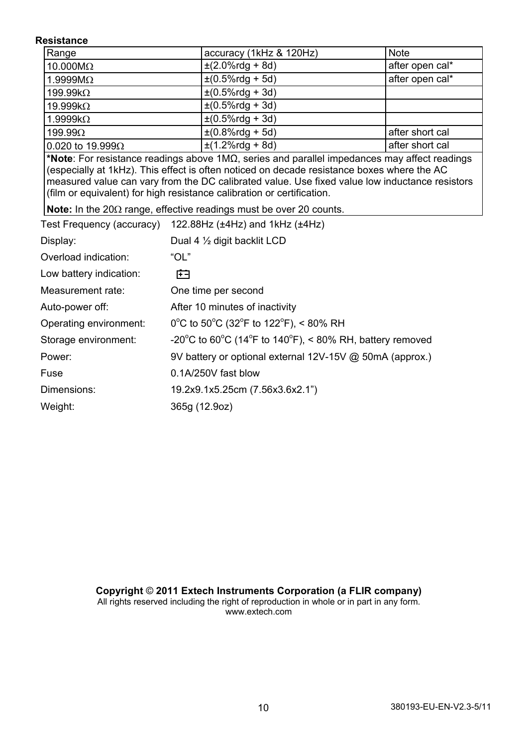**Resistance**

| Range | accuracy (1kHz & 120Hz) | Note |
|---|---|---|
| 10.000MΩ | ±(2.0%rdg + 8d) | after open cal* |
| 1.9999MΩ | ±(0.5%rdg + 5d) | after open cal* |
| 199.99kΩ | ±(0.5%rdg + 3d) | |
| 19.999kΩ | ±(0.5%rdg + 3d) | |
| 1.9999kΩ | ±(0.5%rdg + 3d) | |
| 199.99Ω | ±(0.8%rdg + 5d) | after short cal |
| 0.020 to 19.999Ω | ±(1.2%rdg + 8d) | after short cal |

***Note**: For resistance readings above 1MΩ, series and parallel impedances may affect readings (especially at 1kHz). This effect is often noticed on decade resistance boxes where the AC measured value can vary from the DC calibrated value. Use fixed value low inductance resistors (film or equivalent) for high resistance calibration or certification.

**Note:** In the 20Ω range, effective readings must be over 20 counts.

| | |
|---|---|
| Test Frequency (accuracy) | 122.88Hz (±4Hz) and 1kHz (±4Hz) |
| Display: | Dual 4 ½ digit backlit LCD |
| Overload indication: | "OL" |
| Low battery indication: | [battery symbol] |
| Measurement rate: | One time per second |
| Auto-power off: | After 10 minutes of inactivity |
| Operating environment: | 0°C to 50°C (32°F to 122°F), < 80% RH |
| Storage environment: | -20°C to 60°C (14°F to 140°F), < 80% RH, battery removed |
| Power: | 9V battery or optional external 12V-15V @ 50mA (approx.) |
| Fuse | 0.1A/250V fast blow |
| Dimensions: | 19.2x9.1x5.25cm (7.56x3.6x2.1") |
| Weight: | 365g (12.9oz) |

**Copyright © 2011 Extech Instruments Corporation (a FLIR company)**

All rights reserved including the right of reproduction in whole or in part in any form.

www.extech.com

380193-EU-EN-V2.3-5/11